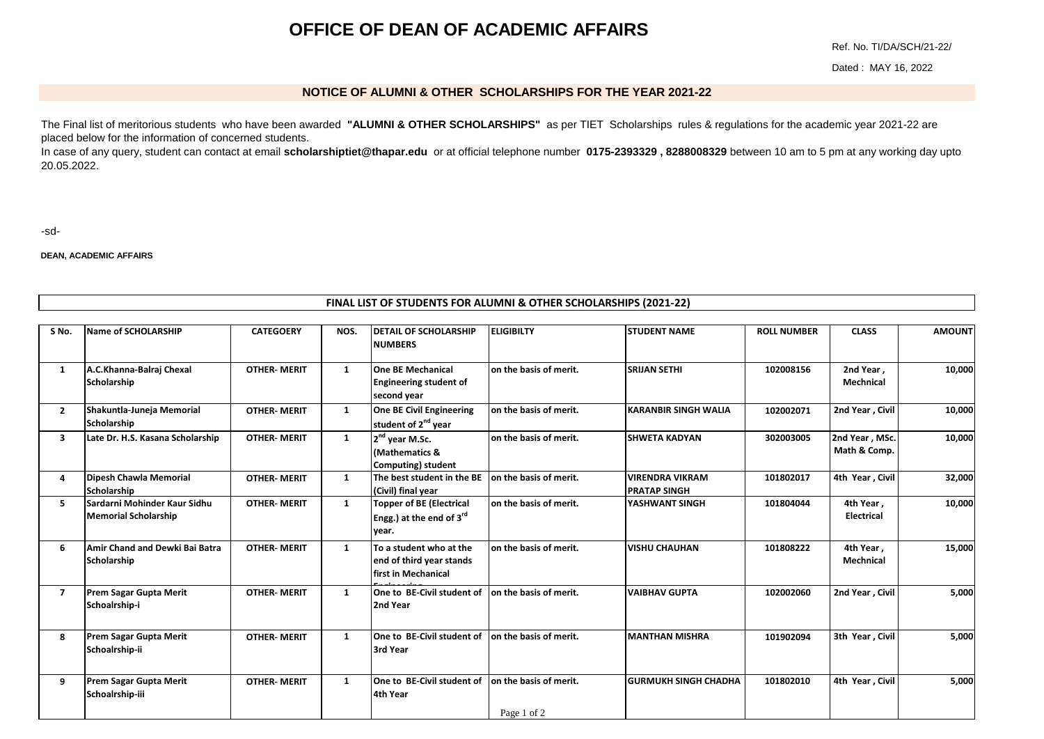# OFFICE OF DEAN OF ACADEMIC AFFAIRS

Ref. No. TI/DA/SCH/21-22/

Dated : MAY 16, 2022

## NOTICE OF ALUMNI & OTHER SCHOLARSHIPS FOR THE YEAR 2021-22

The Final list of meritorious students who have been awarded **"ALUMNI & OTHER SCHOLARSHIPS"** as per TIET Scholarships rules & regulations for the academic year 2021-22 are placed below for the information of concerned students.

In case of any query, student can contact at email **scholarshiptiet@thapar.edu** or at official telephone number **0175-2393329 , 8288008329** between 10 am to 5 pm at any working day upto 20.05.2022.

-sd-

**DEAN, ACADEMIC AFFAIRS**

### FINAL LIST OF STUDENTS FOR ALUMNI & OTHER SCHOLARSHIPS (2021-22)

| S No. | Name of SCHOLARSHIP | CATEGOERY | NOS. | DETAIL OF SCHOLARSHIP NUMBERS | ELIGIBILTY | STUDENT NAME | ROLL NUMBER | CLASS | AMOUNT |
|---|---|---|---|---|---|---|---|---|---|
| 1 | A.C.Khanna-Balraj Chexal Scholarship | OTHER- MERIT | 1 | One BE Mechanical Engineering student of second year | on the basis of merit. | SRIJAN SETHI | 102008156 | 2nd Year , Mechnical | 10,000 |
| 2 | Shakuntla-Juneja Memorial Scholarship | OTHER- MERIT | 1 | One BE Civil Engineering student of 2nd year | on the basis of merit. | KARANBIR SINGH WALIA | 102002071 | 2nd Year , Civil | 10,000 |
| 3 | Late Dr. H.S. Kasana Scholarship | OTHER- MERIT | 1 | 2nd year M.Sc. (Mathematics & Computing) student | on the basis of merit. | SHWETA KADYAN | 302003005 | 2nd Year , MSc. Math & Comp. | 10,000 |
| 4 | Dipesh Chawla Memorial Scholarship | OTHER- MERIT | 1 | The best student in the BE (Civil) final year | on the basis of merit. | VIRENDRA VIKRAM PRATAP SINGH | 101802017 | 4th Year , Civil | 32,000 |
| 5 | Sardarni Mohinder Kaur Sidhu Memorial Scholarship | OTHER- MERIT | 1 | Topper of BE (Electrical Engg.) at the end of 3rd year. | on the basis of merit. | YASHWANT SINGH | 101804044 | 4th Year , Electrical | 10,000 |
| 6 | Amir Chand and Dewki Bai Batra Scholarship | OTHER- MERIT | 1 | To a student who at the end of third year stands first in Mechanical Engineering | on the basis of merit. | VISHU CHAUHAN | 101808222 | 4th Year , Mechnical | 15,000 |
| 7 | Prem Sagar Gupta Merit Schoalrship-i | OTHER- MERIT | 1 | One to BE-Civil student of 2nd Year | on the basis of merit. | VAIBHAV GUPTA | 102002060 | 2nd Year , Civil | 5,000 |
| 8 | Prem Sagar Gupta Merit Schoalrship-ii | OTHER- MERIT | 1 | One to BE-Civil student of 3rd Year | on the basis of merit. | MANTHAN MISHRA | 101902094 | 3th Year , Civil | 5,000 |
| 9 | Prem Sagar Gupta Merit Schoalrship-iii | OTHER- MERIT | 1 | One to BE-Civil student of 4th Year | on the basis of merit. | GURMUKH SINGH CHADHA | 101802010 | 4th Year , Civil | 5,000 |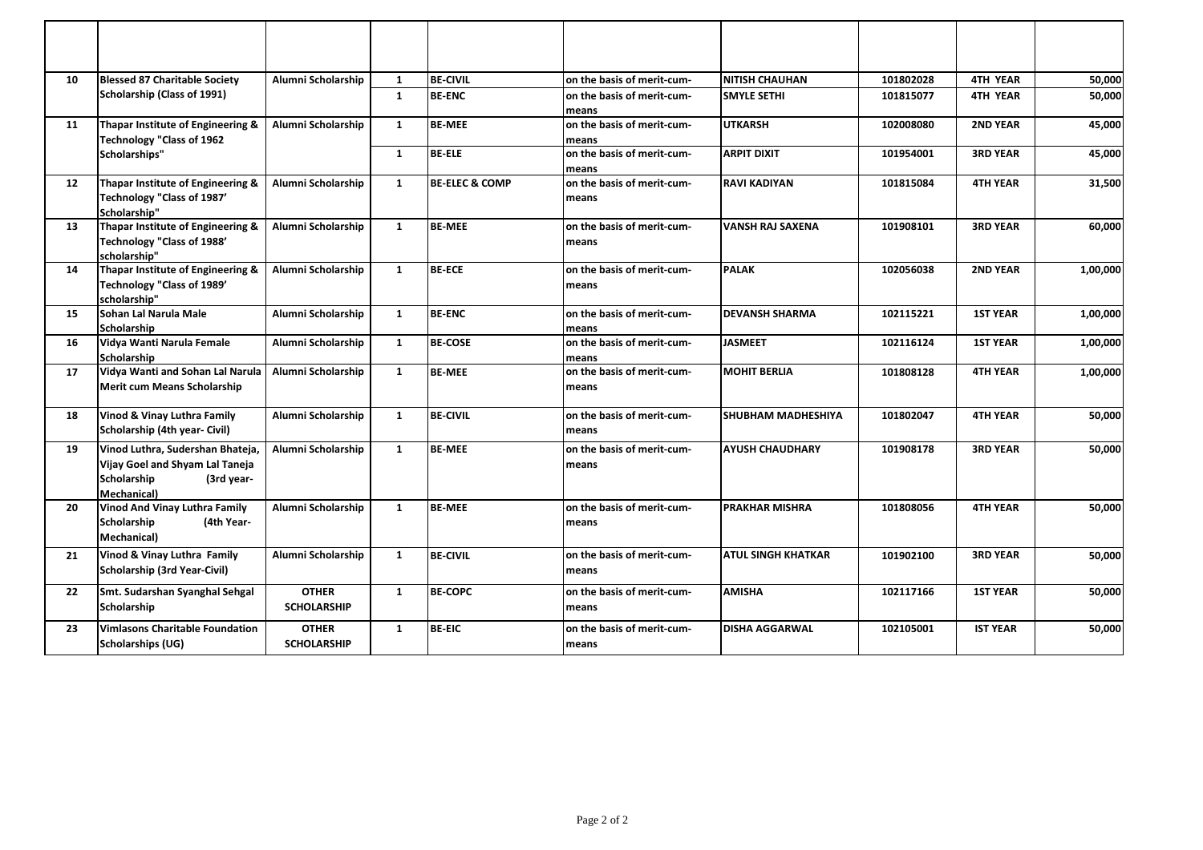| | | | | | | | | | |
|---|---|---|---|---|---|---|---|---|---|
| 10 | Blessed 87 Charitable Society Scholarship (Class of 1991) | Alumni Scholarship | 1 | BE-CIVIL | on the basis of merit-cum- | NITISH CHAUHAN | 101802028 | 4TH YEAR | 50,000 |
| | | | 1 | BE-ENC | on the basis of merit-cum-means | SMYLE SETHI | 101815077 | 4TH YEAR | 50,000 |
| 11 | Thapar Institute of Engineering & Technology "Class of 1962 Scholarships" | Alumni Scholarship | 1 | BE-MEE | on the basis of merit-cum-means | UTKARSH | 102008080 | 2ND YEAR | 45,000 |
| | | | 1 | BE-ELE | on the basis of merit-cum-means | ARPIT DIXIT | 101954001 | 3RD YEAR | 45,000 |
| 12 | Thapar Institute of Engineering & Technology "Class of 1987' Scholarship" | Alumni Scholarship | 1 | BE-ELEC & COMP | on the basis of merit-cum-means | RAVI KADIYAN | 101815084 | 4TH YEAR | 31,500 |
| 13 | Thapar Institute of Engineering & Technology "Class of 1988' scholarship" | Alumni Scholarship | 1 | BE-MEE | on the basis of merit-cum-means | VANSH RAJ SAXENA | 101908101 | 3RD YEAR | 60,000 |
| 14 | Thapar Institute of Engineering & Technology "Class of 1989' scholarship" | Alumni Scholarship | 1 | BE-ECE | on the basis of merit-cum-means | PALAK | 102056038 | 2ND YEAR | 1,00,000 |
| 15 | Sohan Lal Narula Male Scholarship | Alumni Scholarship | 1 | BE-ENC | on the basis of merit-cum-means | DEVANSH SHARMA | 102115221 | 1ST YEAR | 1,00,000 |
| 16 | Vidya Wanti Narula Female Scholarship | Alumni Scholarship | 1 | BE-COSE | on the basis of merit-cum-means | JASMEET | 102116124 | 1ST YEAR | 1,00,000 |
| 17 | Vidya Wanti and Sohan Lal Narula Merit cum Means Scholarship | Alumni Scholarship | 1 | BE-MEE | on the basis of merit-cum-means | MOHIT BERLIA | 101808128 | 4TH YEAR | 1,00,000 |
| 18 | Vinod & Vinay Luthra Family Scholarship (4th year- Civil) | Alumni Scholarship | 1 | BE-CIVIL | on the basis of merit-cum-means | SHUBHAM MADHESHIYA | 101802047 | 4TH YEAR | 50,000 |
| 19 | Vinod Luthra, Sudershan Bhateja, Vijay Goel and Shyam Lal Taneja Scholarship (3rd year-Mechanical) | Alumni Scholarship | 1 | BE-MEE | on the basis of merit-cum-means | AYUSH CHAUDHARY | 101908178 | 3RD YEAR | 50,000 |
| 20 | Vinod And Vinay Luthra Family Scholarship (4th Year-Mechanical) | Alumni Scholarship | 1 | BE-MEE | on the basis of merit-cum-means | PRAKHAR MISHRA | 101808056 | 4TH YEAR | 50,000 |
| 21 | Vinod & Vinay Luthra Family Scholarship (3rd Year-Civil) | Alumni Scholarship | 1 | BE-CIVIL | on the basis of merit-cum-means | ATUL SINGH KHATKAR | 101902100 | 3RD YEAR | 50,000 |
| 22 | Smt. Sudarshan Syanghal Sehgal Scholarship | OTHER SCHOLARSHIP | 1 | BE-COPC | on the basis of merit-cum-means | AMISHA | 102117166 | 1ST YEAR | 50,000 |
| 23 | Vimlasons Charitable Foundation Scholarships (UG) | OTHER SCHOLARSHIP | 1 | BE-EIC | on the basis of merit-cum-means | DISHA AGGARWAL | 102105001 | IST YEAR | 50,000 |